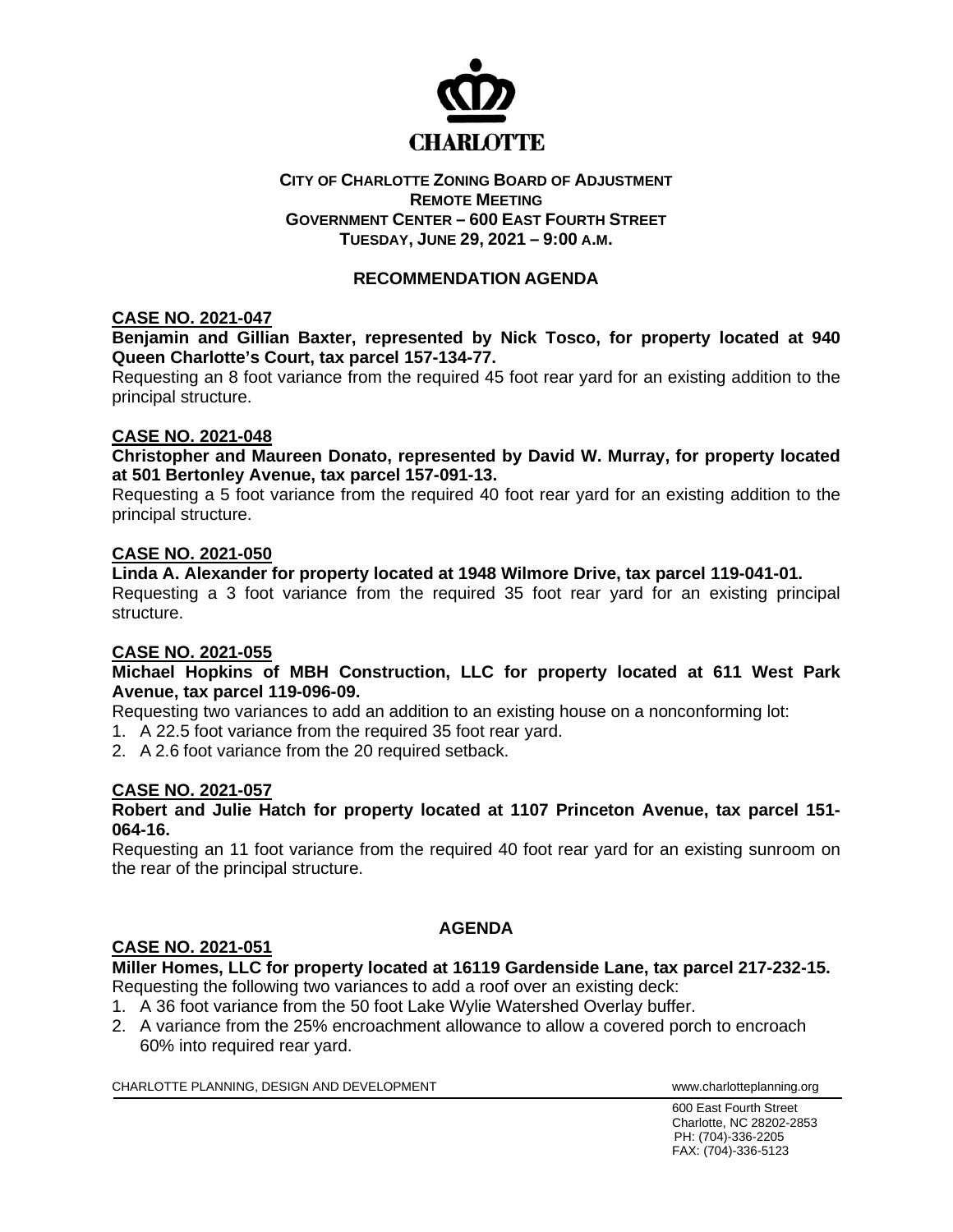CHARLOTTE

**CITY OF CHARLOTTE ZONING BOARD OF ADJUSTMENT**
**REMOTE MEETING**
**GOVERNMENT CENTER – 600 EAST FOURTH STREET**
**TUESDAY, JUNE 29, 2021 – 9:00 A.M.**

## RECOMMENDATION AGENDA

**CASE NO. 2021-047**

**Benjamin and Gillian Baxter, represented by Nick Tosco, for property located at 940 Queen Charlotte's Court, tax parcel 157-134-77.**

Requesting an 8 foot variance from the required 45 foot rear yard for an existing addition to the principal structure.

**CASE NO. 2021-048**

**Christopher and Maureen Donato, represented by David W. Murray, for property located at 501 Bertonley Avenue, tax parcel 157-091-13.**

Requesting a 5 foot variance from the required 40 foot rear yard for an existing addition to the principal structure.

**CASE NO. 2021-050**

**Linda A. Alexander for property located at 1948 Wilmore Drive, tax parcel 119-041-01.**

Requesting a 3 foot variance from the required 35 foot rear yard for an existing principal structure.

**CASE NO. 2021-055**

**Michael Hopkins of MBH Construction, LLC for property located at 611 West Park Avenue, tax parcel 119-096-09.**

Requesting two variances to add an addition to an existing house on a nonconforming lot:

1. A 22.5 foot variance from the required 35 foot rear yard.
2. A 2.6 foot variance from the 20 required setback.

**CASE NO. 2021-057**

**Robert and Julie Hatch for property located at 1107 Princeton Avenue, tax parcel 151-064-16.**

Requesting an 11 foot variance from the required 40 foot rear yard for an existing sunroom on the rear of the principal structure.

## AGENDA

**CASE NO. 2021-051**

**Miller Homes, LLC for property located at 16119 Gardenside Lane, tax parcel 217-232-15.**

Requesting the following two variances to add a roof over an existing deck:

1. A 36 foot variance from the 50 foot Lake Wylie Watershed Overlay buffer.
2. A variance from the 25% encroachment allowance to allow a covered porch to encroach 60% into required rear yard.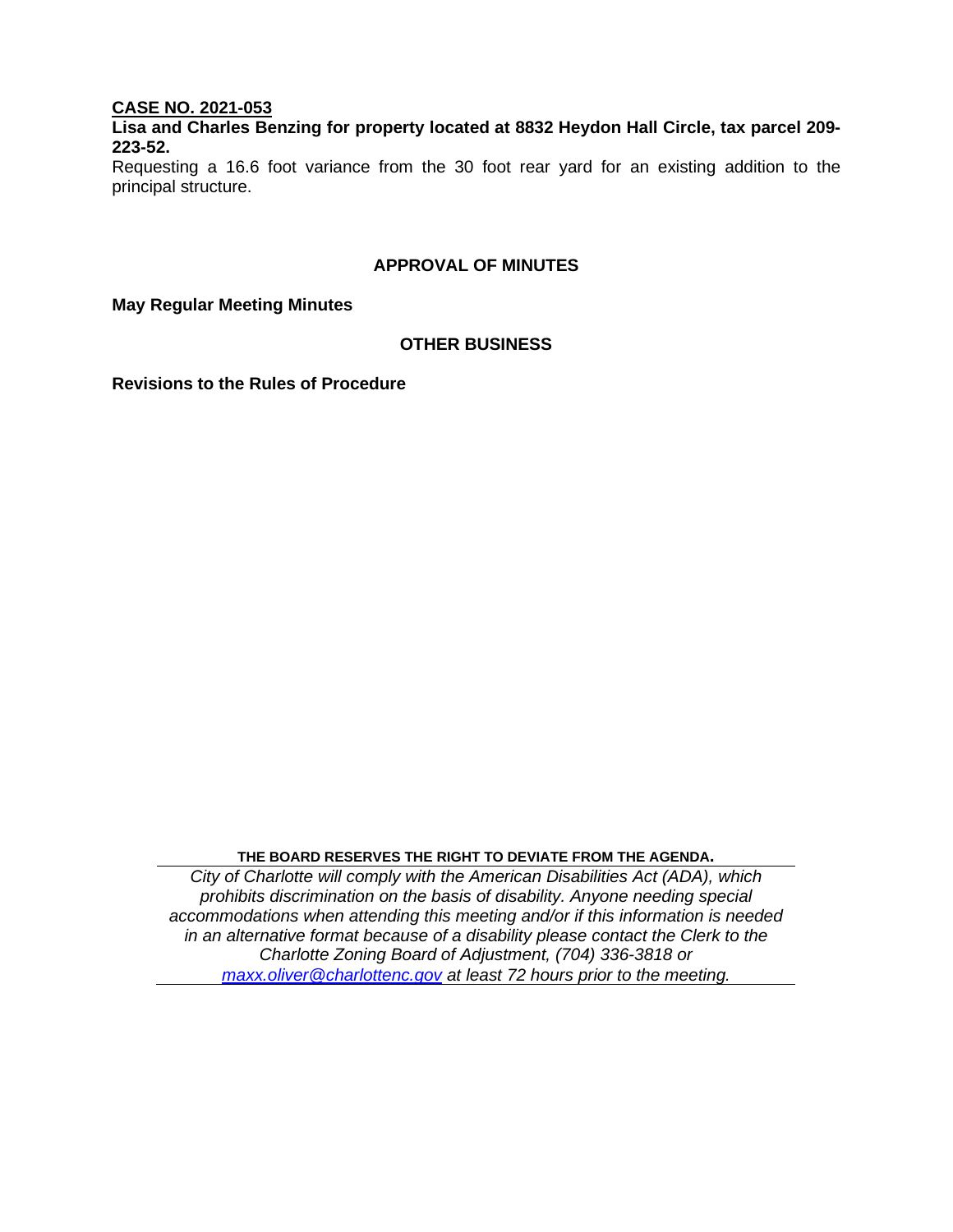**CASE NO. 2021-053**

**Lisa and Charles Benzing for property located at 8832 Heydon Hall Circle, tax parcel 209-223-52.**

Requesting a 16.6 foot variance from the 30 foot rear yard for an existing addition to the principal structure.

## APPROVAL OF MINUTES

**May Regular Meeting Minutes**

## OTHER BUSINESS

**Revisions to the Rules of Procedure**

**THE BOARD RESERVES THE RIGHT TO DEVIATE FROM THE AGENDA.**

*City of Charlotte will comply with the American Disabilities Act (ADA), which prohibits discrimination on the basis of disability. Anyone needing special accommodations when attending this meeting and/or if this information is needed in an alternative format because of a disability please contact the Clerk to the Charlotte Zoning Board of Adjustment, (704) 336-3818 or maxx.oliver@charlottenc.gov at least 72 hours prior to the meeting.*